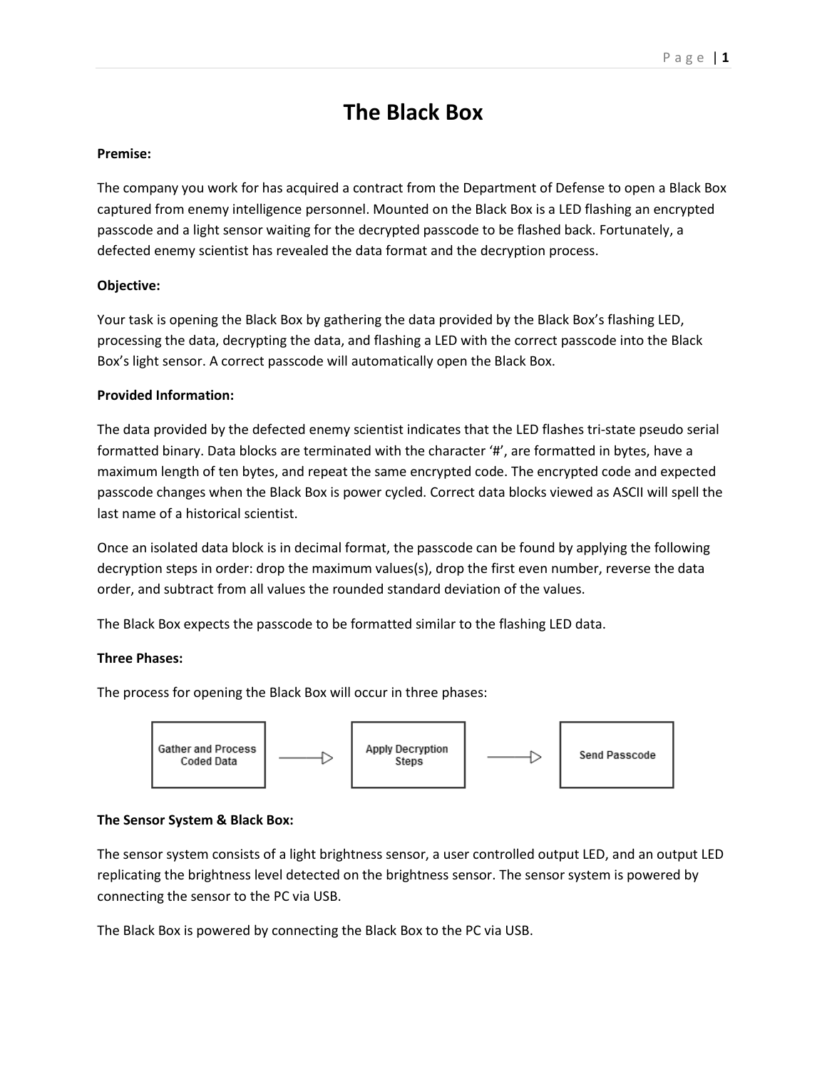# The Black Box

**Premise:**

The company you work for has acquired a contract from the Department of Defense to open a Black Box captured from enemy intelligence personnel. Mounted on the Black Box is a LED flashing an encrypted passcode and a light sensor waiting for the decrypted passcode to be flashed back. Fortunately, a defected enemy scientist has revealed the data format and the decryption process.

**Objective:**

Your task is opening the Black Box by gathering the data provided by the Black Box's flashing LED, processing the data, decrypting the data, and flashing a LED with the correct passcode into the Black Box's light sensor. A correct passcode will automatically open the Black Box.

**Provided Information:**

The data provided by the defected enemy scientist indicates that the LED flashes tri-state pseudo serial formatted binary. Data blocks are terminated with the character '#', are formatted in bytes, have a maximum length of ten bytes, and repeat the same encrypted code. The encrypted code and expected passcode changes when the Black Box is power cycled. Correct data blocks viewed as ASCII will spell the last name of a historical scientist.

Once an isolated data block is in decimal format, the passcode can be found by applying the following decryption steps in order: drop the maximum values(s), drop the first even number, reverse the data order, and subtract from all values the rounded standard deviation of the values.

The Black Box expects the passcode to be formatted similar to the flashing LED data.

**Three Phases:**

The process for opening the Black Box will occur in three phases:

Gather and Process Coded Data → Apply Decryption Steps → Send Passcode

**The Sensor System & Black Box:**

The sensor system consists of a light brightness sensor, a user controlled output LED, and an output LED replicating the brightness level detected on the brightness sensor. The sensor system is powered by connecting the sensor to the PC via USB.

The Black Box is powered by connecting the Black Box to the PC via USB.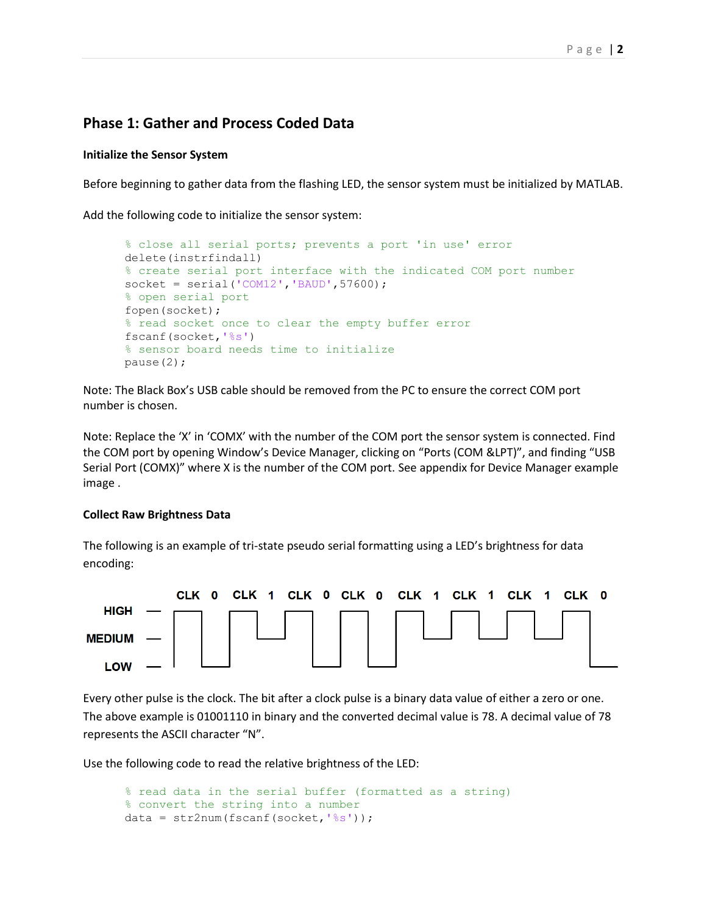## Phase 1: Gather and Process Coded Data

### Initialize the Sensor System

Before beginning to gather data from the flashing LED, the sensor system must be initialized by MATLAB.

Add the following code to initialize the sensor system:

```
% close all serial ports; prevents a port 'in use' error
delete(instrfindall)
% create serial port interface with the indicated COM port number
socket = serial('COM12','BAUD',57600);
% open serial port
fopen(socket);
% read socket once to clear the empty buffer error
fscanf(socket,'%s')
% sensor board needs time to initialize
pause(2);
```

Note: The Black Box's USB cable should be removed from the PC to ensure the correct COM port number is chosen.

Note: Replace the 'X' in 'COMX' with the number of the COM port the sensor system is connected. Find the COM port by opening Window's Device Manager, clicking on "Ports (COM &LPT)", and finding "USB Serial Port (COMX)" where X is the number of the COM port. See appendix for Device Manager example image .

### Collect Raw Brightness Data

The following is an example of tri-state pseudo serial formatting using a LED's brightness for data encoding:

```
         CLK  0  CLK  1  CLK  0  CLK  0  CLK  1  CLK  1  CLK  1  CLK  0
HIGH
MEDIUM
LOW
```

Every other pulse is the clock. The bit after a clock pulse is a binary data value of either a zero or one. The above example is 01001110 in binary and the converted decimal value is 78. A decimal value of 78 represents the ASCII character "N".

Use the following code to read the relative brightness of the LED:

```
% read data in the serial buffer (formatted as a string)
% convert the string into a number
data = str2num(fscanf(socket,'%s'));
```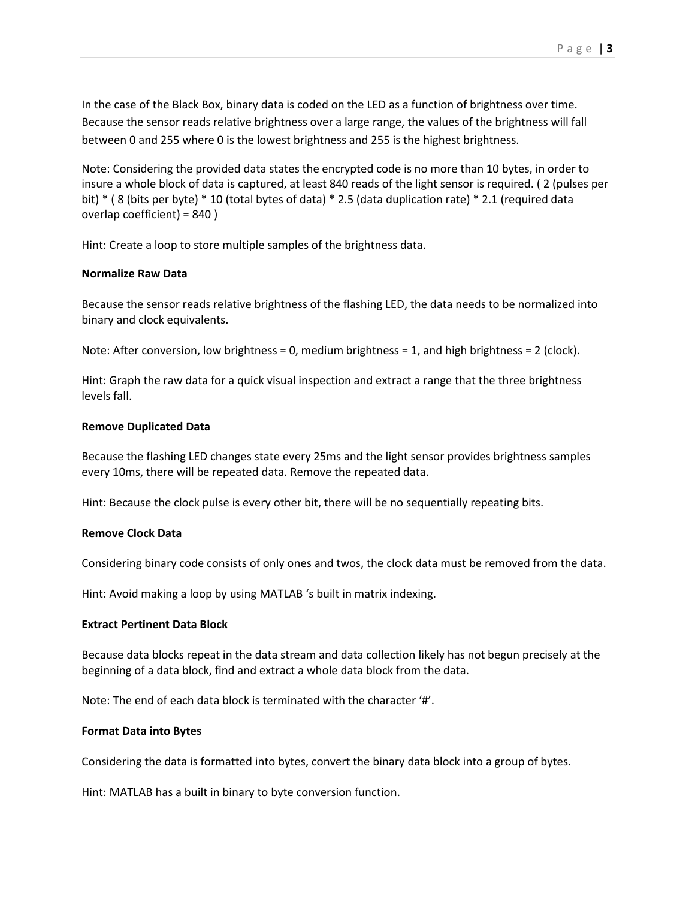In the case of the Black Box, binary data is coded on the LED as a function of brightness over time. Because the sensor reads relative brightness over a large range, the values of the brightness will fall between 0 and 255 where 0 is the lowest brightness and 255 is the highest brightness.

Note: Considering the provided data states the encrypted code is no more than 10 bytes, in order to insure a whole block of data is captured, at least 840 reads of the light sensor is required. ( 2 (pulses per bit) * ( 8 (bits per byte) * 10 (total bytes of data) * 2.5 (data duplication rate) * 2.1 (required data overlap coefficient) = 840 )

Hint: Create a loop to store multiple samples of the brightness data.

**Normalize Raw Data**

Because the sensor reads relative brightness of the flashing LED, the data needs to be normalized into binary and clock equivalents.

Note: After conversion, low brightness = 0, medium brightness = 1, and high brightness = 2 (clock).

Hint: Graph the raw data for a quick visual inspection and extract a range that the three brightness levels fall.

**Remove Duplicated Data**

Because the flashing LED changes state every 25ms and the light sensor provides brightness samples every 10ms, there will be repeated data. Remove the repeated data.

Hint: Because the clock pulse is every other bit, there will be no sequentially repeating bits.

**Remove Clock Data**

Considering binary code consists of only ones and twos, the clock data must be removed from the data.

Hint: Avoid making a loop by using MATLAB 's built in matrix indexing.

**Extract Pertinent Data Block**

Because data blocks repeat in the data stream and data collection likely has not begun precisely at the beginning of a data block, find and extract a whole data block from the data.

Note: The end of each data block is terminated with the character '#'.

**Format Data into Bytes**

Considering the data is formatted into bytes, convert the binary data block into a group of bytes.

Hint: MATLAB has a built in binary to byte conversion function.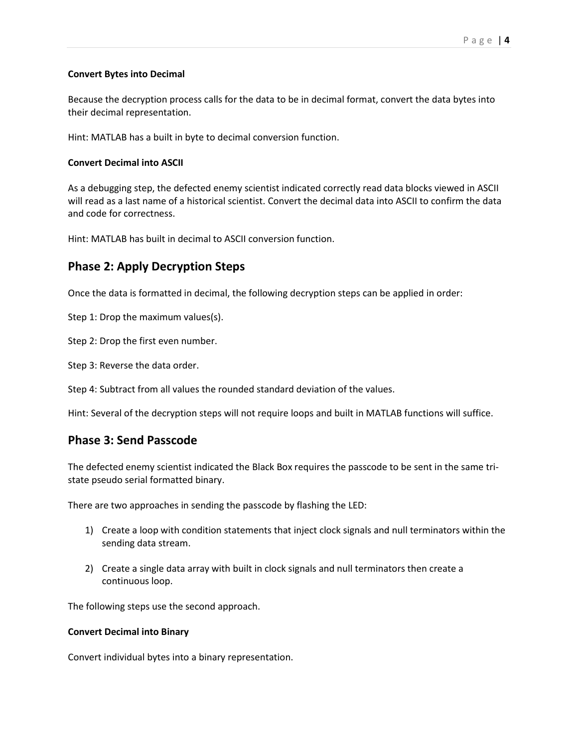**Convert Bytes into Decimal**

Because the decryption process calls for the data to be in decimal format, convert the data bytes into their decimal representation.

Hint: MATLAB has a built in byte to decimal conversion function.

**Convert Decimal into ASCII**

As a debugging step, the defected enemy scientist indicated correctly read data blocks viewed in ASCII will read as a last name of a historical scientist. Convert the decimal data into ASCII to confirm the data and code for correctness.

Hint: MATLAB has built in decimal to ASCII conversion function.

## Phase 2: Apply Decryption Steps

Once the data is formatted in decimal, the following decryption steps can be applied in order:

Step 1: Drop the maximum values(s).

Step 2: Drop the first even number.

Step 3: Reverse the data order.

Step 4: Subtract from all values the rounded standard deviation of the values.

Hint: Several of the decryption steps will not require loops and built in MATLAB functions will suffice.

## Phase 3: Send Passcode

The defected enemy scientist indicated the Black Box requires the passcode to be sent in the same tri-state pseudo serial formatted binary.

There are two approaches in sending the passcode by flashing the LED:

1) Create a loop with condition statements that inject clock signals and null terminators within the sending data stream.
2) Create a single data array with built in clock signals and null terminators then create a continuous loop.

The following steps use the second approach.

**Convert Decimal into Binary**

Convert individual bytes into a binary representation.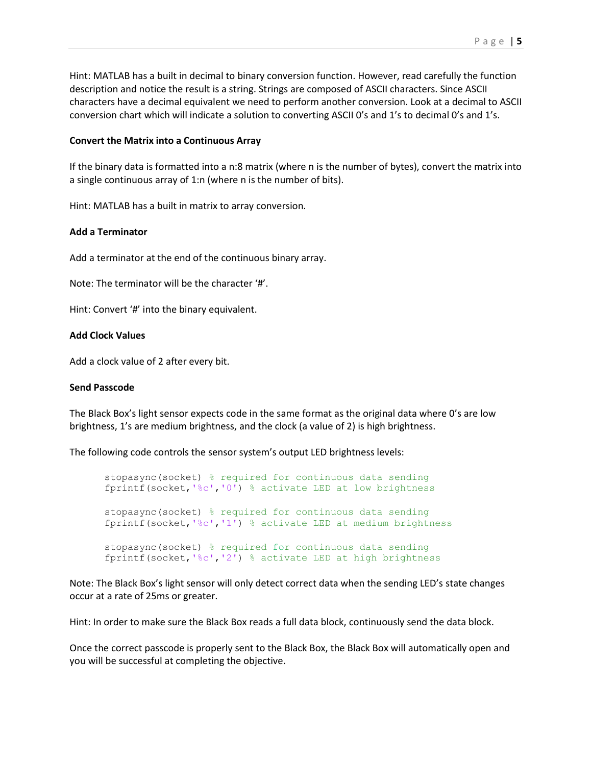Hint: MATLAB has a built in decimal to binary conversion function. However, read carefully the function description and notice the result is a string. Strings are composed of ASCII characters. Since ASCII characters have a decimal equivalent we need to perform another conversion. Look at a decimal to ASCII conversion chart which will indicate a solution to converting ASCII 0's and 1's to decimal 0's and 1's.

**Convert the Matrix into a Continuous Array**

If the binary data is formatted into a n:8 matrix (where n is the number of bytes), convert the matrix into a single continuous array of 1:n (where n is the number of bits).

Hint: MATLAB has a built in matrix to array conversion.

**Add a Terminator**

Add a terminator at the end of the continuous binary array.

Note: The terminator will be the character '#'.

Hint: Convert '#' into the binary equivalent.

**Add Clock Values**

Add a clock value of 2 after every bit.

**Send Passcode**

The Black Box's light sensor expects code in the same format as the original data where 0's are low brightness, 1's are medium brightness, and the clock (a value of 2) is high brightness.

The following code controls the sensor system's output LED brightness levels:

```
stopasync(socket) % required for continuous data sending
fprintf(socket,'%c','0') % activate LED at low brightness

stopasync(socket) % required for continuous data sending
fprintf(socket,'%c','1') % activate LED at medium brightness

stopasync(socket) % required for continuous data sending
fprintf(socket,'%c','2') % activate LED at high brightness
```

Note: The Black Box's light sensor will only detect correct data when the sending LED's state changes occur at a rate of 25ms or greater.

Hint: In order to make sure the Black Box reads a full data block, continuously send the data block.

Once the correct passcode is properly sent to the Black Box, the Black Box will automatically open and you will be successful at completing the objective.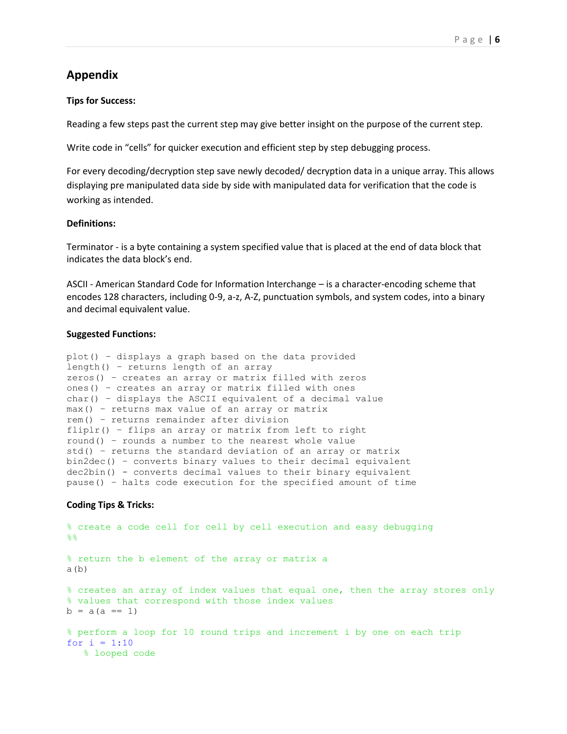## Appendix

**Tips for Success:**

Reading a few steps past the current step may give better insight on the purpose of the current step.

Write code in "cells" for quicker execution and efficient step by step debugging process.

For every decoding/decryption step save newly decoded/ decryption data in a unique array. This allows displaying pre manipulated data side by side with manipulated data for verification that the code is working as intended.

**Definitions:**

Terminator - is a byte containing a system specified value that is placed at the end of data block that indicates the data block's end.

ASCII - American Standard Code for Information Interchange – is a character-encoding scheme that encodes 128 characters, including 0-9, a-z, A-Z, punctuation symbols, and system codes, into a binary and decimal equivalent value.

**Suggested Functions:**

```
plot() - displays a graph based on the data provided
length() - returns length of an array
zeros() - creates an array or matrix filled with zeros
ones() - creates an array or matrix filled with ones
char() - displays the ASCII equivalent of a decimal value
max() - returns max value of an array or matrix
rem() - returns remainder after division
fliplr() - flips an array or matrix from left to right
round() - rounds a number to the nearest whole value
std() - returns the standard deviation of an array or matrix
bin2dec() - converts binary values to their decimal equivalent
dec2bin() - converts decimal values to their binary equivalent
pause() - halts code execution for the specified amount of time
```

**Coding Tips & Tricks:**

```
% create a code cell for cell by cell execution and easy debugging
%%

% return the b element of the array or matrix a
a(b)

% creates an array of index values that equal one, then the array stores only
% values that correspond with those index values
b = a(a == 1)

% perform a loop for 10 round trips and increment i by one on each trip
for i = 1:10
    % looped code
```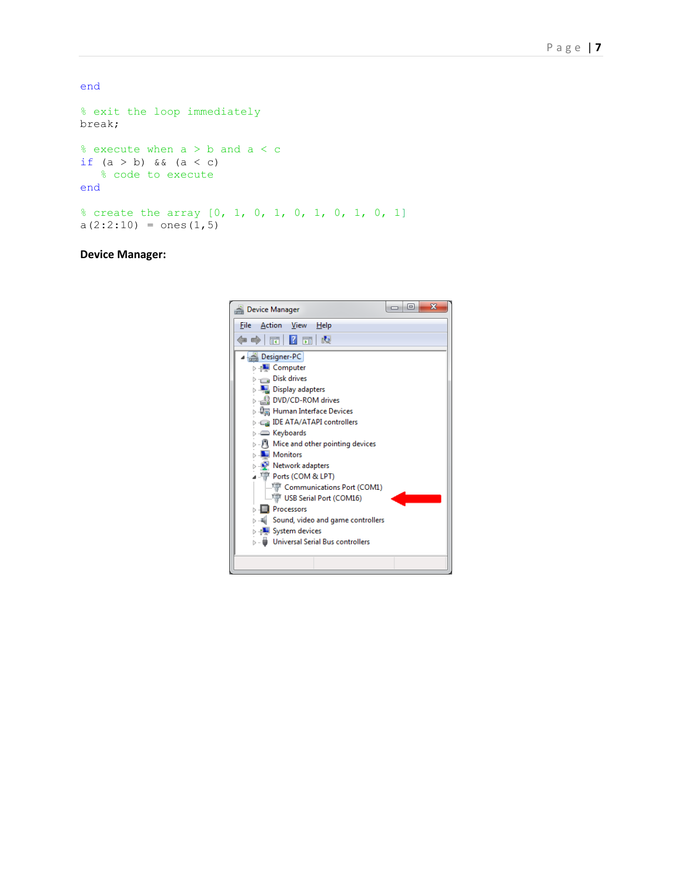```
end

% exit the loop immediately
break;

% execute when a > b and a < c
if (a > b) && (a < c)
   % code to execute
end

% create the array [0, 1, 0, 1, 0, 1, 0, 1, 0, 1]
a(2:2:10) = ones(1,5)
```

**Device Manager:**